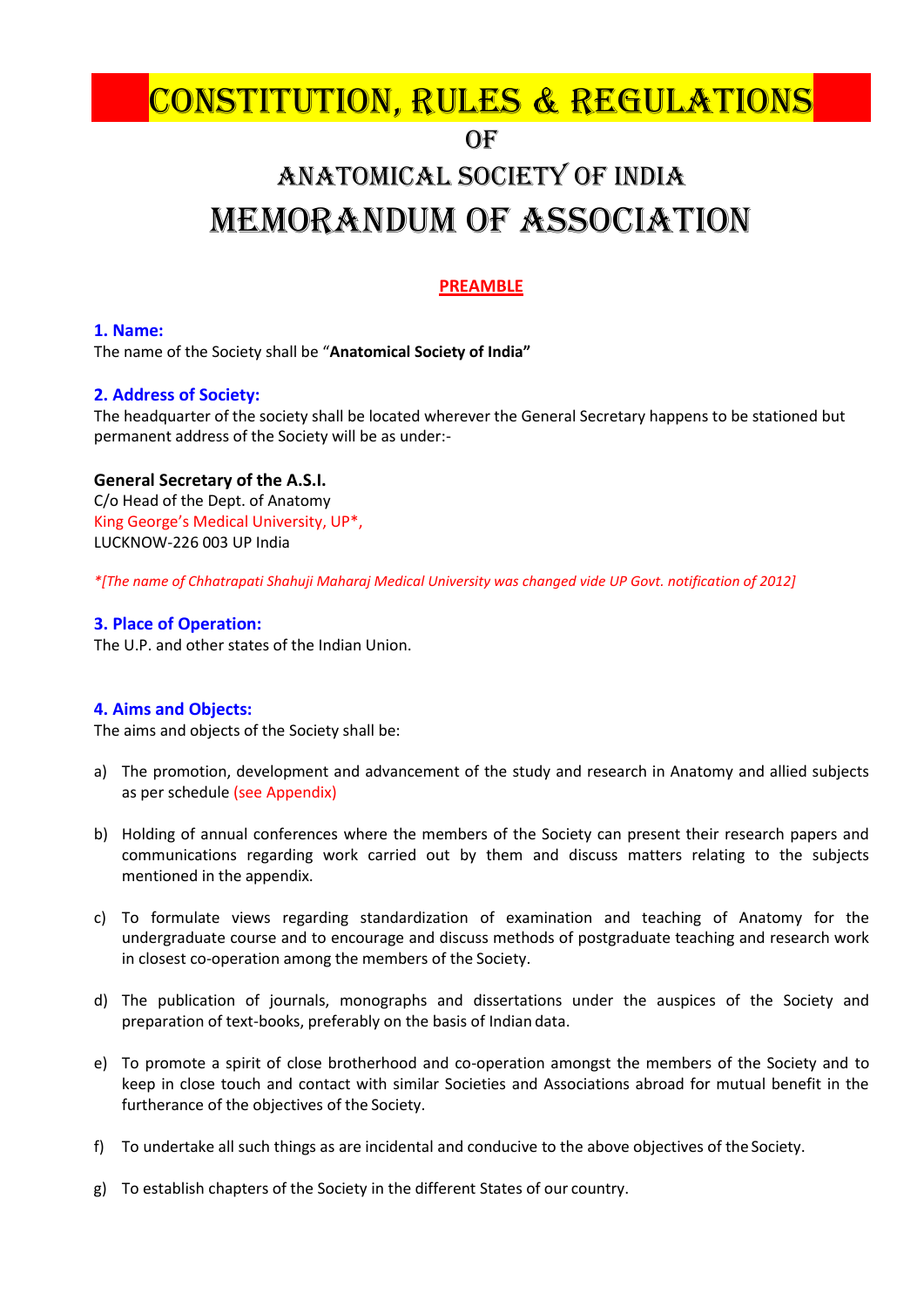# CONSTITUTION, RULES & REGULATIONS

## OF

## ANATOMICAL SOCIETY OF INDIA

# MEMORANDUM OF ASSOCIATION

**PREAMBLE**

**1. Name:**

The name of the Society shall be "**Anatomical Society of India"**

**2. Address of Society:**

The headquarter of the society shall be located wherever the General Secretary happens to be stationed but permanent address of the Society will be as under:-

**General Secretary of the A.S.I.**
C/o Head of the Dept. of Anatomy
King George's Medical University, UP*,
LUCKNOW-226 003 UP India

*\*[The name of Chhatrapati Shahuji Maharaj Medical University was changed vide UP Govt. notification of 2012]*

**3. Place of Operation:**

The U.P. and other states of the Indian Union.

**4. Aims and Objects:**

The aims and objects of the Society shall be:

a) The promotion, development and advancement of the study and research in Anatomy and allied subjects as per schedule (see Appendix)

b) Holding of annual conferences where the members of the Society can present their research papers and communications regarding work carried out by them and discuss matters relating to the subjects mentioned in the appendix.

c) To formulate views regarding standardization of examination and teaching of Anatomy for the undergraduate course and to encourage and discuss methods of postgraduate teaching and research work in closest co-operation among the members of the Society.

d) The publication of journals, monographs and dissertations under the auspices of the Society and preparation of text-books, preferably on the basis of Indian data.

e) To promote a spirit of close brotherhood and co-operation amongst the members of the Society and to keep in close touch and contact with similar Societies and Associations abroad for mutual benefit in the furtherance of the objectives of the Society.

f) To undertake all such things as are incidental and conducive to the above objectives of the Society.

g) To establish chapters of the Society in the different States of our country.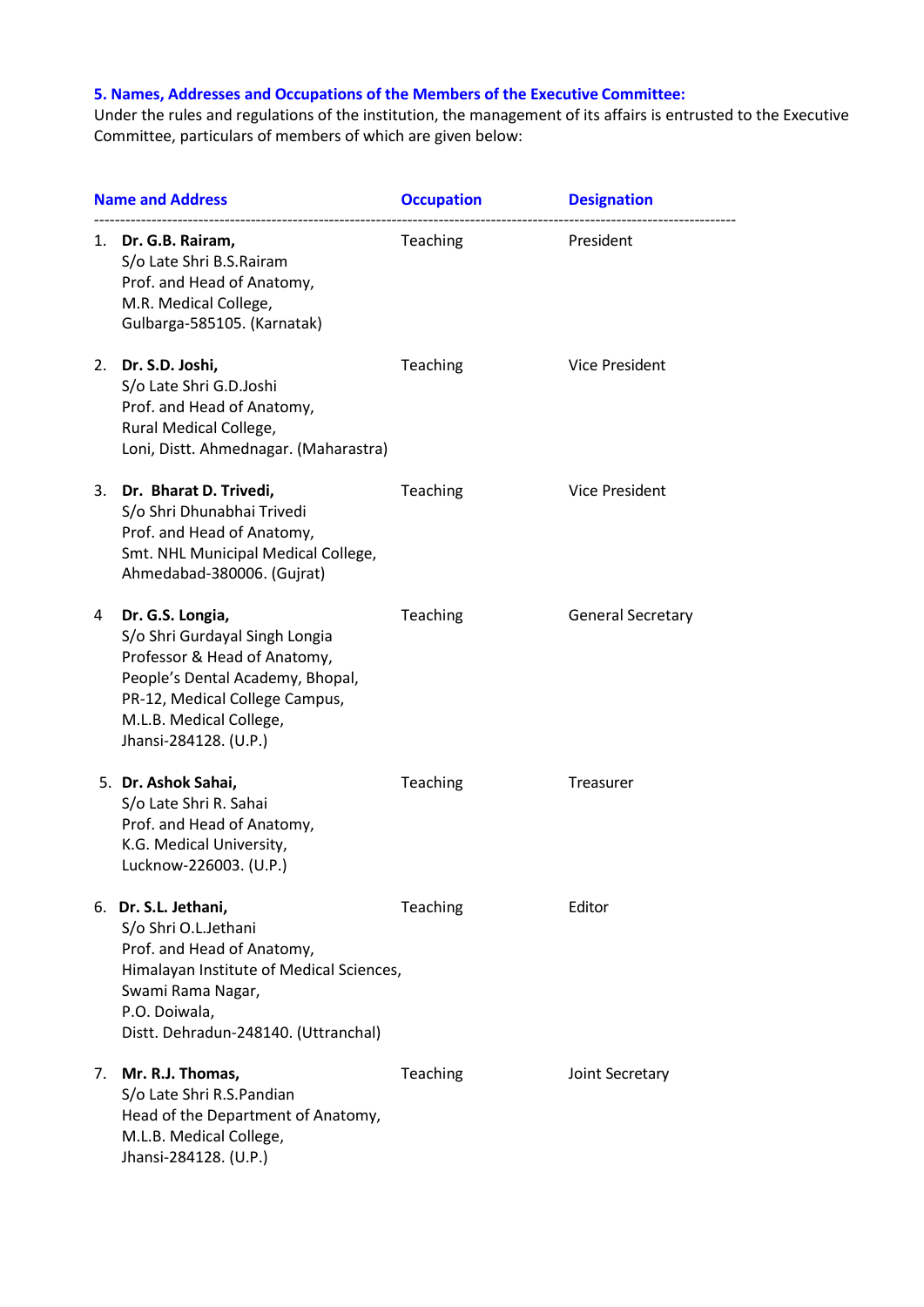### 5. Names, Addresses and Occupations of the Members of the Executive Committee:

Under the rules and regulations of the institution, the management of its affairs is entrusted to the Executive Committee, particulars of members of which are given below:

| | Name and Address | Occupation | Designation |
|---|---|---|---|
| 1. | **Dr. G.B. Rairam,**<br>S/o Late Shri B.S.Rairam<br>Prof. and Head of Anatomy,<br>M.R. Medical College,<br>Gulbarga-585105. (Karnatak) | Teaching | President |
| 2. | **Dr. S.D. Joshi,**<br>S/o Late Shri G.D.Joshi<br>Prof. and Head of Anatomy,<br>Rural Medical College,<br>Loni, Distt. Ahmednagar. (Maharastra) | Teaching | Vice President |
| 3. | **Dr. Bharat D. Trivedi,**<br>S/o Shri Dhunabhai Trivedi<br>Prof. and Head of Anatomy,<br>Smt. NHL Municipal Medical College,<br>Ahmedabad-380006. (Gujrat) | Teaching | Vice President |
| 4 | **Dr. G.S. Longia,**<br>S/o Shri Gurdayal Singh Longia<br>Professor & Head of Anatomy,<br>People's Dental Academy, Bhopal,<br>PR-12, Medical College Campus,<br>M.L.B. Medical College,<br>Jhansi-284128. (U.P.) | Teaching | General Secretary |
| 5. | **Dr. Ashok Sahai,**<br>S/o Late Shri R. Sahai<br>Prof. and Head of Anatomy,<br>K.G. Medical University,<br>Lucknow-226003. (U.P.) | Teaching | Treasurer |
| 6. | **Dr. S.L. Jethani,**<br>S/o Shri O.L.Jethani<br>Prof. and Head of Anatomy,<br>Himalayan Institute of Medical Sciences,<br>Swami Rama Nagar,<br>P.O. Doiwala,<br>Distt. Dehradun-248140. (Uttranchal) | Teaching | Editor |
| 7. | **Mr. R.J. Thomas,**<br>S/o Late Shri R.S.Pandian<br>Head of the Department of Anatomy,<br>M.L.B. Medical College,<br>Jhansi-284128. (U.P.) | Teaching | Joint Secretary |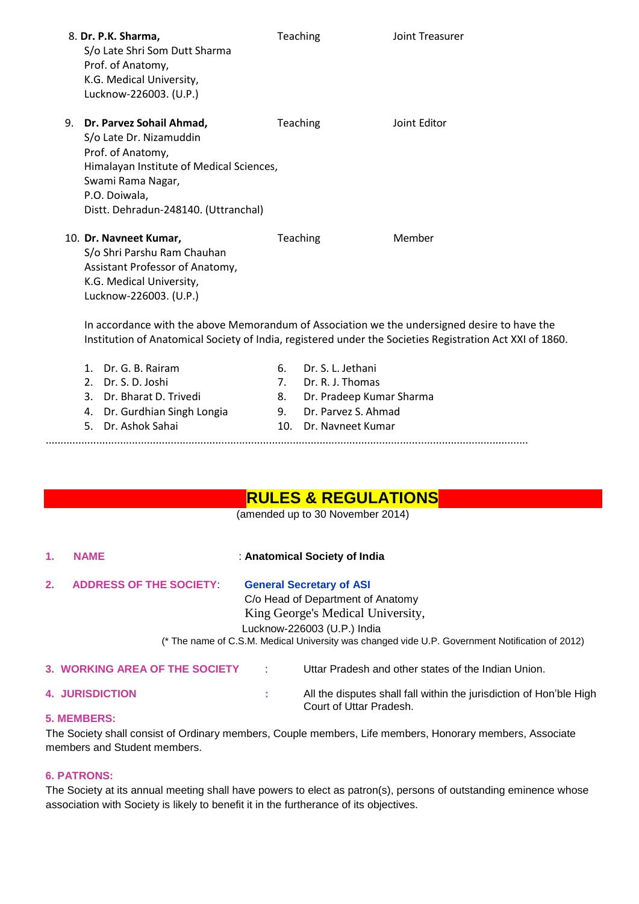8. **Dr. P.K. Sharma,** S/o Late Shri Som Dutt Sharma, Prof. of Anatomy, K.G. Medical University, Lucknow-226003. (U.P.) — Teaching — Joint Treasurer

9. **Dr. Parvez Sohail Ahmad,** S/o Late Dr. Nizamuddin, Prof. of Anatomy, Himalayan Institute of Medical Sciences, Swami Rama Nagar, P.O. Doiwala, Distt. Dehradun-248140. (Uttranchal) — Teaching — Joint Editor

10. **Dr. Navneet Kumar,** S/o Shri Parshu Ram Chauhan, Assistant Professor of Anatomy, K.G. Medical University, Lucknow-226003. (U.P.) — Teaching — Member

In accordance with the above Memorandum of Association we the undersigned desire to have the Institution of Anatomical Society of India, registered under the Societies Registration Act XXI of 1860.

1. Dr. G. B. Rairam
2. Dr. S. D. Joshi
3. Dr. Bharat D. Trivedi
4. Dr. Gurdhian Singh Longia
5. Dr. Ashok Sahai
6. Dr. S. L. Jethani
7. Dr. R. J. Thomas
8. Dr. Pradeep Kumar Sharma
9. Dr. Parvez S. Ahmad
10. Dr. Navneet Kumar

.............................................................................................................................................................

# RULES & REGULATIONS

(amended up to 30 November 2014)

**1. NAME** : **Anatomical Society of India**

**2. ADDRESS OF THE SOCIETY**: **General Secretary of ASI**
C/o Head of Department of Anatomy
King George's Medical University,
Lucknow-226003 (U.P.) India
(* The name of C.S.M. Medical University was changed vide U.P. Government Notification of 2012)

**3. WORKING AREA OF THE SOCIETY** : Uttar Pradesh and other states of the Indian Union.

**4. JURISDICTION** : All the disputes shall fall within the jurisdiction of Hon'ble High Court of Uttar Pradesh.

**5. MEMBERS:**

The Society shall consist of Ordinary members, Couple members, Life members, Honorary members, Associate members and Student members.

**6. PATRONS:**

The Society at its annual meeting shall have powers to elect as patron(s), persons of outstanding eminence whose association with Society is likely to benefit it in the furtherance of its objectives.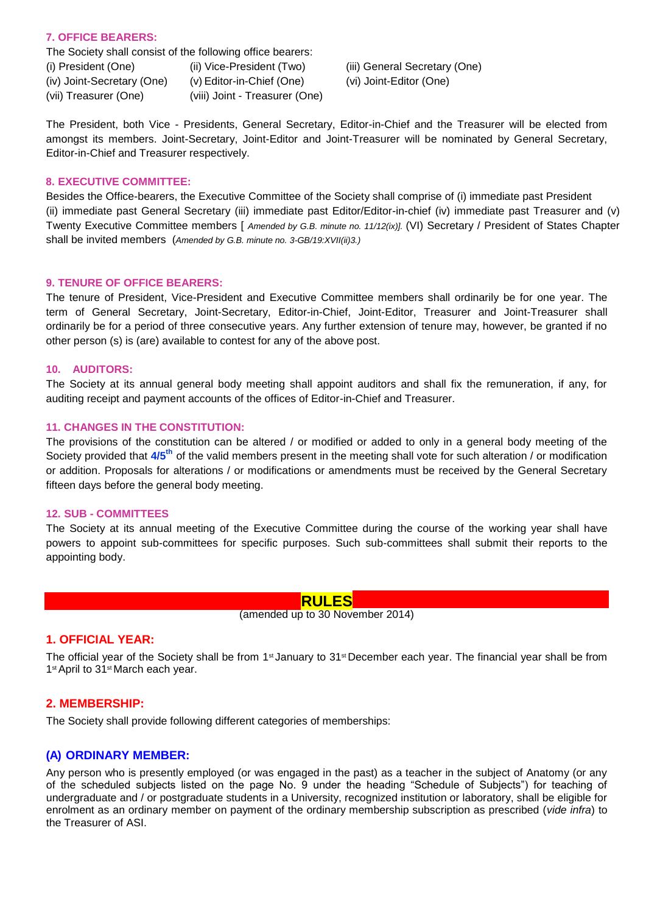### 7. OFFICE BEARERS:

The Society shall consist of the following office bearers:

(i) President (One)
(ii) Vice-President (Two)
(iii) General Secretary (One)
(iv) Joint-Secretary (One)
(v) Editor-in-Chief (One)
(vi) Joint-Editor (One)
(vii) Treasurer (One)
(viii) Joint - Treasurer (One)

The President, both Vice - Presidents, General Secretary, Editor-in-Chief and the Treasurer will be elected from amongst its members. Joint-Secretary, Joint-Editor and Joint-Treasurer will be nominated by General Secretary, Editor-in-Chief and Treasurer respectively.

### 8. EXECUTIVE COMMITTEE:

Besides the Office-bearers, the Executive Committee of the Society shall comprise of (i) immediate past President (ii) immediate past General Secretary (iii) immediate past Editor/Editor-in-chief (iv) immediate past Treasurer and (v) Twenty Executive Committee members [ *Amended by G.B. minute no. 11/12(ix)].* (VI) Secretary / President of States Chapter shall be invited members (*Amended by G.B. minute no. 3-GB/19:XVII(ii)3.)*

### 9. TENURE OF OFFICE BEARERS:

The tenure of President, Vice-President and Executive Committee members shall ordinarily be for one year. The term of General Secretary, Joint-Secretary, Editor-in-Chief, Joint-Editor, Treasurer and Joint-Treasurer shall ordinarily be for a period of three consecutive years. Any further extension of tenure may, however, be granted if no other person (s) is (are) available to contest for any of the above post.

### 10. AUDITORS:

The Society at its annual general body meeting shall appoint auditors and shall fix the remuneration, if any, for auditing receipt and payment accounts of the offices of Editor-in-Chief and Treasurer.

### 11. CHANGES IN THE CONSTITUTION:

The provisions of the constitution can be altered / or modified or added to only in a general body meeting of the Society provided that **4/5th** of the valid members present in the meeting shall vote for such alteration / or modification or addition. Proposals for alterations / or modifications or amendments must be received by the General Secretary fifteen days before the general body meeting.

### 12. SUB - COMMITTEES

The Society at its annual meeting of the Executive Committee during the course of the working year shall have powers to appoint sub-committees for specific purposes. Such sub-committees shall submit their reports to the appointing body.

# RULES

(amended up to 30 November 2014)

## 1. OFFICIAL YEAR:

The official year of the Society shall be from 1st January to 31st December each year. The financial year shall be from 1st April to 31st March each year.

## 2. MEMBERSHIP:

The Society shall provide following different categories of memberships:

### (A) ORDINARY MEMBER:

Any person who is presently employed (or was engaged in the past) as a teacher in the subject of Anatomy (or any of the scheduled subjects listed on the page No. 9 under the heading "Schedule of Subjects") for teaching of undergraduate and / or postgraduate students in a University, recognized institution or laboratory, shall be eligible for enrolment as an ordinary member on payment of the ordinary membership subscription as prescribed (*vide infra*) to the Treasurer of ASI.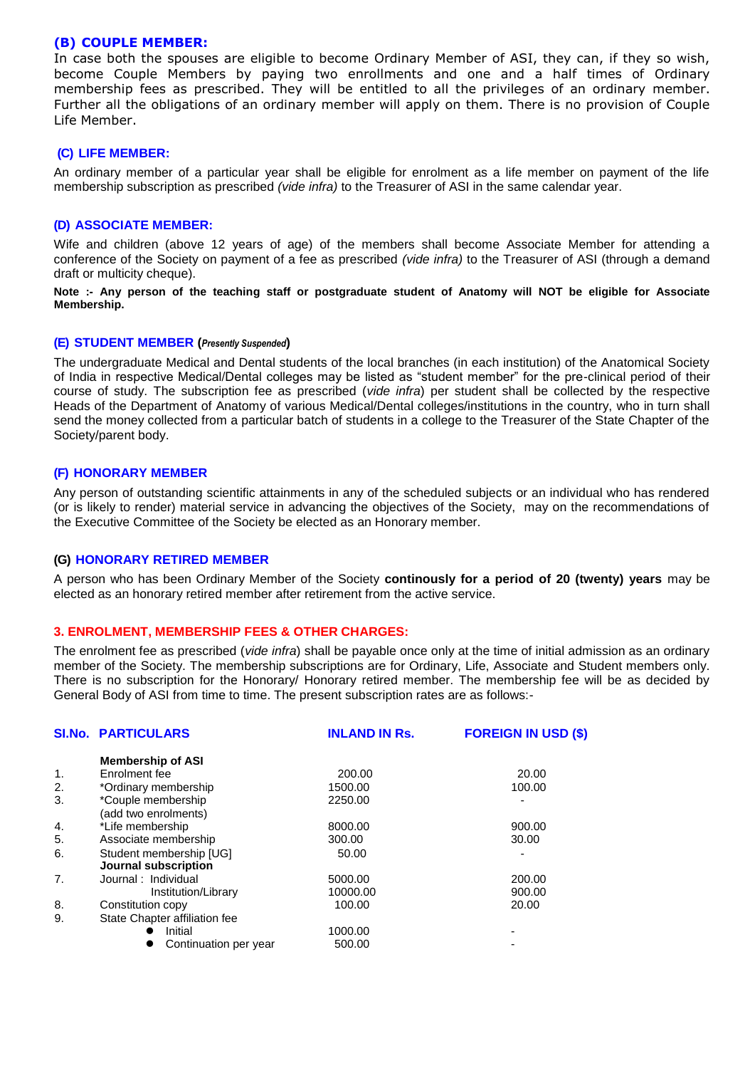### (B) COUPLE MEMBER:

In case both the spouses are eligible to become Ordinary Member of ASI, they can, if they so wish, become Couple Members by paying two enrollments and one and a half times of Ordinary membership fees as prescribed. They will be entitled to all the privileges of an ordinary member. Further all the obligations of an ordinary member will apply on them. There is no provision of Couple Life Member.

### (C) LIFE MEMBER:

An ordinary member of a particular year shall be eligible for enrolment as a life member on payment of the life membership subscription as prescribed *(vide infra)* to the Treasurer of ASI in the same calendar year.

### (D) ASSOCIATE MEMBER:

Wife and children (above 12 years of age) of the members shall become Associate Member for attending a conference of the Society on payment of a fee as prescribed *(vide infra)* to the Treasurer of ASI (through a demand draft or multicity cheque).

**Note :- Any person of the teaching staff or postgraduate student of Anatomy will NOT be eligible for Associate Membership.**

### (E) STUDENT MEMBER (*Presently Suspended*)

The undergraduate Medical and Dental students of the local branches (in each institution) of the Anatomical Society of India in respective Medical/Dental colleges may be listed as "student member" for the pre-clinical period of their course of study. The subscription fee as prescribed (*vide infra*) per student shall be collected by the respective Heads of the Department of Anatomy of various Medical/Dental colleges/institutions in the country, who in turn shall send the money collected from a particular batch of students in a college to the Treasurer of the State Chapter of the Society/parent body.

### (F) HONORARY MEMBER

Any person of outstanding scientific attainments in any of the scheduled subjects or an individual who has rendered (or is likely to render) material service in advancing the objectives of the Society, may on the recommendations of the Executive Committee of the Society be elected as an Honorary member.

### (G) HONORARY RETIRED MEMBER

A person who has been Ordinary Member of the Society **continously for a period of 20 (twenty) years** may be elected as an honorary retired member after retirement from the active service.

## 3. ENROLMENT, MEMBERSHIP FEES & OTHER CHARGES:

The enrolment fee as prescribed (*vide infra*) shall be payable once only at the time of initial admission as an ordinary member of the Society. The membership subscriptions are for Ordinary, Life, Associate and Student members only. There is no subscription for the Honorary/ Honorary retired member. The membership fee will be as decided by General Body of ASI from time to time. The present subscription rates are as follows:-

| Sl.No. | PARTICULARS | INLAND IN Rs. | FOREIGN IN USD ($) |
|---|---|---|---|
| | **Membership of ASI** | | |
| 1. | Enrolment fee | 200.00 | 20.00 |
| 2. | *Ordinary membership | 1500.00 | 100.00 |
| 3. | *Couple membership (add two enrolments) | 2250.00 | - |
| 4. | *Life membership | 8000.00 | 900.00 |
| 5. | Associate membership | 300.00 | 30.00 |
| 6. | Student membership [UG] | 50.00 | - |
| | **Journal subscription** | | |
| 7. | Journal : Individual | 5000.00 | 200.00 |
| | Institution/Library | 10000.00 | 900.00 |
| 8. | Constitution copy | 100.00 | 20.00 |
| 9. | State Chapter affiliation fee | | |
| | • Initial | 1000.00 | - |
| | • Continuation per year | 500.00 | - |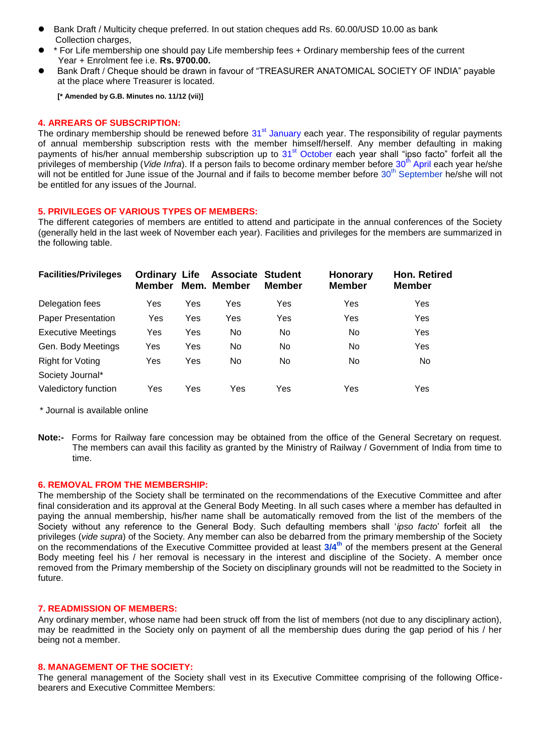- Bank Draft / Multicity cheque preferred. In out station cheques add Rs. 60.00/USD 10.00 as bank Collection charges,
- * For Life membership one should pay Life membership fees + Ordinary membership fees of the current Year + Enrolment fee i.e. **Rs. 9700.00.**
- Bank Draft / Cheque should be drawn in favour of "TREASURER ANATOMICAL SOCIETY OF INDIA" payable at the place where Treasurer is located.

**[* Amended by G.B. Minutes no. 11/12 (vii)]**

## 4. ARREARS OF SUBSCRIPTION:

The ordinary membership should be renewed before 31st January each year. The responsibility of regular payments of annual membership subscription rests with the member himself/herself. Any member defaulting in making payments of his/her annual membership subscription up to 31st October each year shall "ipso facto" forfeit all the privileges of membership (*Vide Infra*). If a person fails to become ordinary member before 30th April each year he/she will not be entitled for June issue of the Journal and if fails to become member before 30th September he/she will not be entitled for any issues of the Journal.

## 5. PRIVILEGES OF VARIOUS TYPES OF MEMBERS:

The different categories of members are entitled to attend and participate in the annual conferences of the Society (generally held in the last week of November each year). Facilities and privileges for the members are summarized in the following table.

| Facilities/Privileges | Ordinary Member | Life Mem. | Associate Member | Student Member | Honorary Member | Hon. Retired Member |
|---|---|---|---|---|---|---|
| Delegation fees | Yes | Yes | Yes | Yes | Yes | Yes |
| Paper Presentation | Yes | Yes | Yes | Yes | Yes | Yes |
| Executive Meetings | Yes | Yes | No | No | No | Yes |
| Gen. Body Meetings | Yes | Yes | No | No | No | Yes |
| Right for Voting | Yes | Yes | No | No | No | No |
| Society Journal* | | | | | | |
| Valedictory function | Yes | Yes | Yes | Yes | Yes | Yes |

\* Journal is available online

**Note:-** Forms for Railway fare concession may be obtained from the office of the General Secretary on request. The members can avail this facility as granted by the Ministry of Railway / Government of India from time to time.

## 6. REMOVAL FROM THE MEMBERSHIP:

The membership of the Society shall be terminated on the recommendations of the Executive Committee and after final consideration and its approval at the General Body Meeting. In all such cases where a member has defaulted in paying the annual membership, his/her name shall be automatically removed from the list of the members of the Society without any reference to the General Body. Such defaulting members shall '*ipso facto*' forfeit all the privileges (*vide supra*) of the Society. Any member can also be debarred from the primary membership of the Society on the recommendations of the Executive Committee provided at least **3/4th** of the members present at the General Body meeting feel his / her removal is necessary in the interest and discipline of the Society. A member once removed from the Primary membership of the Society on disciplinary grounds will not be readmitted to the Society in future.

## 7. READMISSION OF MEMBERS:

Any ordinary member, whose name had been struck off from the list of members (not due to any disciplinary action), may be readmitted in the Society only on payment of all the membership dues during the gap period of his / her being not a member.

## 8. MANAGEMENT OF THE SOCIETY:

The general management of the Society shall vest in its Executive Committee comprising of the following Office-bearers and Executive Committee Members: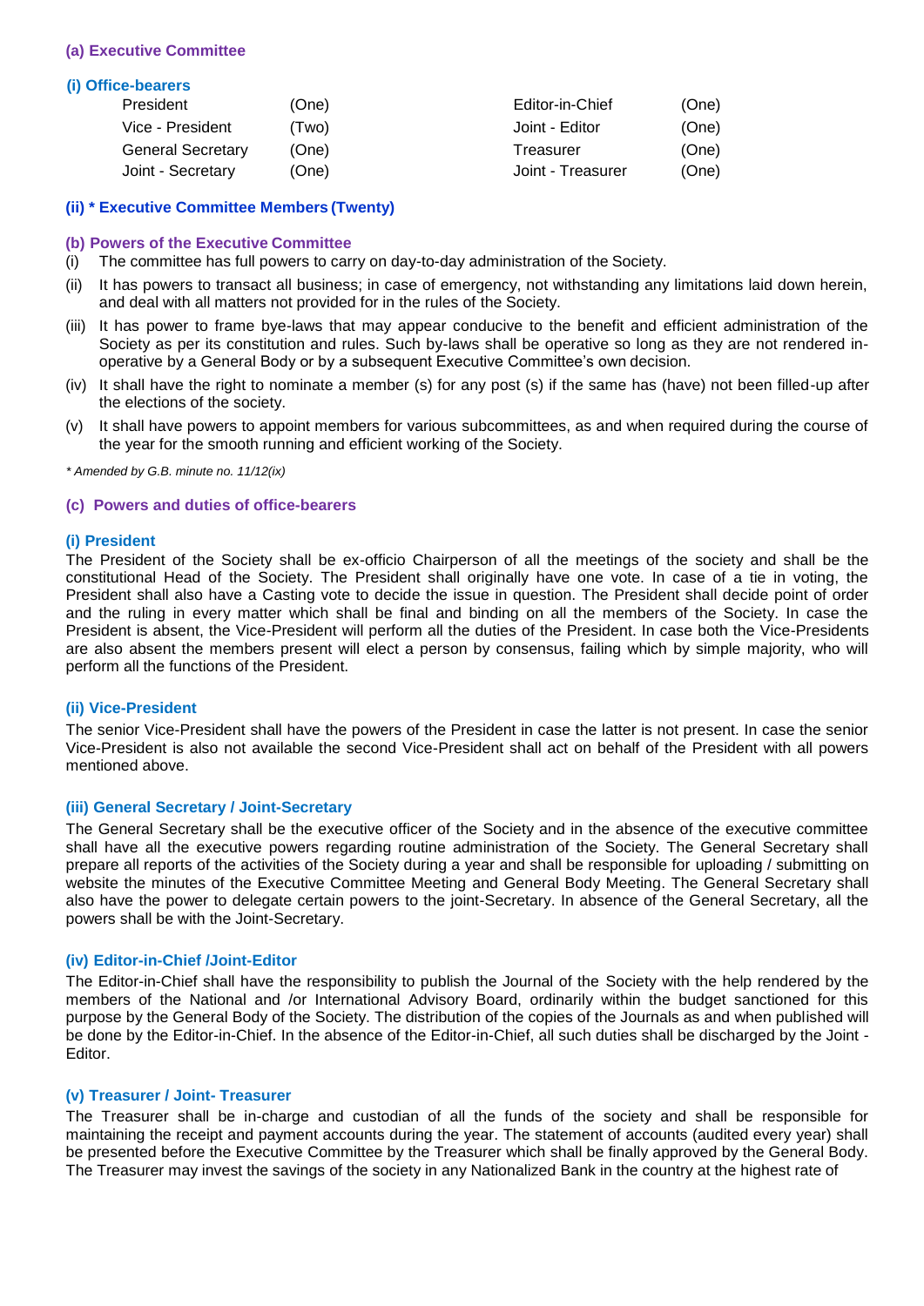### (a) Executive Committee

#### (i) Office-bearers

| | | | |
|---|---|---|---|
| President | (One) | Editor-in-Chief | (One) |
| Vice - President | (Two) | Joint - Editor | (One) |
| General Secretary | (One) | Treasurer | (One) |
| Joint - Secretary | (One) | Joint - Treasurer | (One) |

#### (ii) * Executive Committee Members (Twenty)

### (b) Powers of the Executive Committee

(i) The committee has full powers to carry on day-to-day administration of the Society.

(ii) It has powers to transact all business; in case of emergency, not withstanding any limitations laid down herein, and deal with all matters not provided for in the rules of the Society.

(iii) It has power to frame bye-laws that may appear conducive to the benefit and efficient administration of the Society as per its constitution and rules. Such by-laws shall be operative so long as they are not rendered in-operative by a General Body or by a subsequent Executive Committee's own decision.

(iv) It shall have the right to nominate a member (s) for any post (s) if the same has (have) not been filled-up after the elections of the society.

(v) It shall have powers to appoint members for various subcommittees, as and when required during the course of the year for the smooth running and efficient working of the Society.

*\* Amended by G.B. minute no. 11/12(ix)*

### (c) Powers and duties of office-bearers

#### (i) President

The President of the Society shall be ex-officio Chairperson of all the meetings of the society and shall be the constitutional Head of the Society. The President shall originally have one vote. In case of a tie in voting, the President shall also have a Casting vote to decide the issue in question. The President shall decide point of order and the ruling in every matter which shall be final and binding on all the members of the Society. In case the President is absent, the Vice-President will perform all the duties of the President. In case both the Vice-Presidents are also absent the members present will elect a person by consensus, failing which by simple majority, who will perform all the functions of the President.

#### (ii) Vice-President

The senior Vice-President shall have the powers of the President in case the latter is not present. In case the senior Vice-President is also not available the second Vice-President shall act on behalf of the President with all powers mentioned above.

#### (iii) General Secretary / Joint-Secretary

The General Secretary shall be the executive officer of the Society and in the absence of the executive committee shall have all the executive powers regarding routine administration of the Society. The General Secretary shall prepare all reports of the activities of the Society during a year and shall be responsible for uploading / submitting on website the minutes of the Executive Committee Meeting and General Body Meeting. The General Secretary shall also have the power to delegate certain powers to the joint-Secretary. In absence of the General Secretary, all the powers shall be with the Joint-Secretary.

#### (iv) Editor-in-Chief /Joint-Editor

The Editor-in-Chief shall have the responsibility to publish the Journal of the Society with the help rendered by the members of the National and /or International Advisory Board, ordinarily within the budget sanctioned for this purpose by the General Body of the Society. The distribution of the copies of the Journals as and when published will be done by the Editor-in-Chief. In the absence of the Editor-in-Chief, all such duties shall be discharged by the Joint - Editor.

#### (v) Treasurer / Joint- Treasurer

The Treasurer shall be in-charge and custodian of all the funds of the society and shall be responsible for maintaining the receipt and payment accounts during the year. The statement of accounts (audited every year) shall be presented before the Executive Committee by the Treasurer which shall be finally approved by the General Body. The Treasurer may invest the savings of the society in any Nationalized Bank in the country at the highest rate of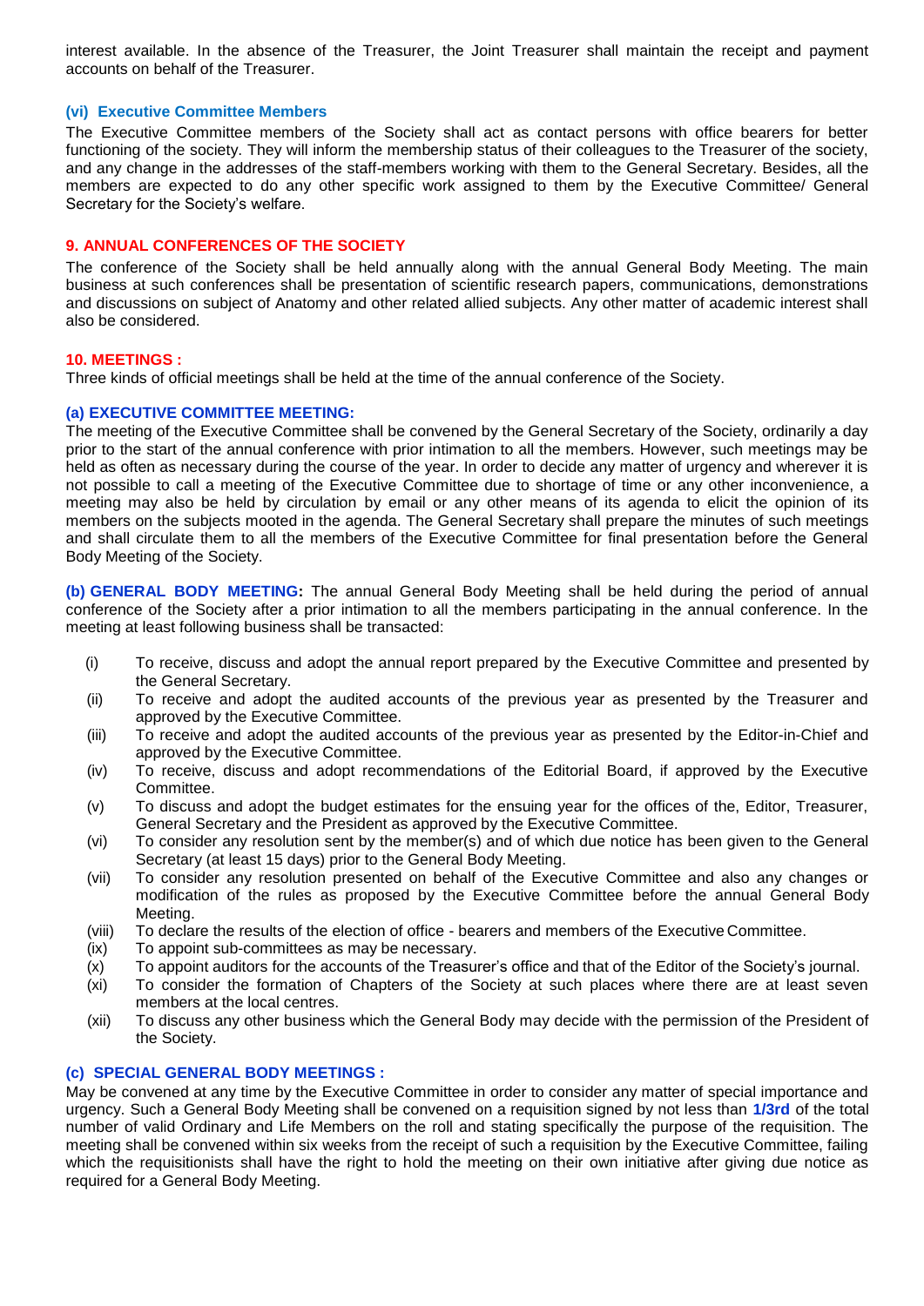interest available. In the absence of the Treasurer, the Joint Treasurer shall maintain the receipt and payment accounts on behalf of the Treasurer.

### (vi) Executive Committee Members

The Executive Committee members of the Society shall act as contact persons with office bearers for better functioning of the society. They will inform the membership status of their colleagues to the Treasurer of the society, and any change in the addresses of the staff-members working with them to the General Secretary. Besides, all the members are expected to do any other specific work assigned to them by the Executive Committee/ General Secretary for the Society's welfare.

## 9. ANNUAL CONFERENCES OF THE SOCIETY

The conference of the Society shall be held annually along with the annual General Body Meeting. The main business at such conferences shall be presentation of scientific research papers, communications, demonstrations and discussions on subject of Anatomy and other related allied subjects. Any other matter of academic interest shall also be considered.

## 10. MEETINGS :

Three kinds of official meetings shall be held at the time of the annual conference of the Society.

### (a) EXECUTIVE COMMITTEE MEETING:

The meeting of the Executive Committee shall be convened by the General Secretary of the Society, ordinarily a day prior to the start of the annual conference with prior intimation to all the members. However, such meetings may be held as often as necessary during the course of the year. In order to decide any matter of urgency and wherever it is not possible to call a meeting of the Executive Committee due to shortage of time or any other inconvenience, a meeting may also be held by circulation by email or any other means of its agenda to elicit the opinion of its members on the subjects mooted in the agenda. The General Secretary shall prepare the minutes of such meetings and shall circulate them to all the members of the Executive Committee for final presentation before the General Body Meeting of the Society.

**(b) GENERAL BODY MEETING:** The annual General Body Meeting shall be held during the period of annual conference of the Society after a prior intimation to all the members participating in the annual conference. In the meeting at least following business shall be transacted:

- (i) To receive, discuss and adopt the annual report prepared by the Executive Committee and presented by the General Secretary.
- (ii) To receive and adopt the audited accounts of the previous year as presented by the Treasurer and approved by the Executive Committee.
- (iii) To receive and adopt the audited accounts of the previous year as presented by the Editor-in-Chief and approved by the Executive Committee.
- (iv) To receive, discuss and adopt recommendations of the Editorial Board, if approved by the Executive Committee.
- (v) To discuss and adopt the budget estimates for the ensuing year for the offices of the, Editor, Treasurer, General Secretary and the President as approved by the Executive Committee.
- (vi) To consider any resolution sent by the member(s) and of which due notice has been given to the General Secretary (at least 15 days) prior to the General Body Meeting.
- (vii) To consider any resolution presented on behalf of the Executive Committee and also any changes or modification of the rules as proposed by the Executive Committee before the annual General Body Meeting.
- (viii) To declare the results of the election of office - bearers and members of the Executive Committee.
- (ix) To appoint sub-committees as may be necessary.
- (x) To appoint auditors for the accounts of the Treasurer's office and that of the Editor of the Society's journal.
- (xi) To consider the formation of Chapters of the Society at such places where there are at least seven members at the local centres.
- (xii) To discuss any other business which the General Body may decide with the permission of the President of the Society.

### (c) SPECIAL GENERAL BODY MEETINGS :

May be convened at any time by the Executive Committee in order to consider any matter of special importance and urgency. Such a General Body Meeting shall be convened on a requisition signed by not less than **1/3rd** of the total number of valid Ordinary and Life Members on the roll and stating specifically the purpose of the requisition. The meeting shall be convened within six weeks from the receipt of such a requisition by the Executive Committee, failing which the requisitionists shall have the right to hold the meeting on their own initiative after giving due notice as required for a General Body Meeting.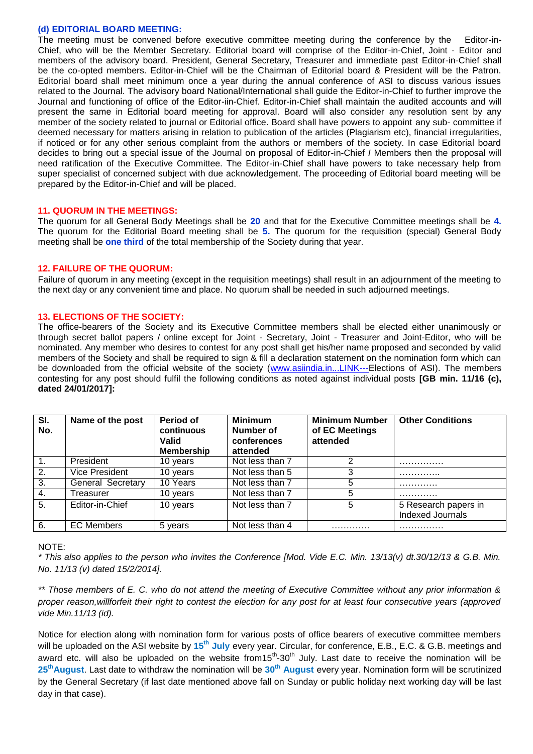### (d) EDITORIAL BOARD MEETING:

The meeting must be convened before executive committee meeting during the conference by the Editor-in-Chief, who will be the Member Secretary. Editorial board will comprise of the Editor-in-Chief, Joint - Editor and members of the advisory board. President, General Secretary, Treasurer and immediate past Editor-in-Chief shall be the co-opted members. Editor-in-Chief will be the Chairman of Editorial board & President will be the Patron. Editorial board shall meet minimum once a year during the annual conference of ASI to discuss various issues related to the Journal. The advisory board National/International shall guide the Editor-in-Chief to further improve the Journal and functioning of office of the Editor-iin-Chief. Editor-in-Chief shall maintain the audited accounts and will present the same in Editorial board meeting for approval. Board will also consider any resolution sent by any member of the society related to journal or Editorial office. Board shall have powers to appoint any sub- committee if deemed necessary for matters arising in relation to publication of the articles (Plagiarism etc), financial irregularities, if noticed or for any other serious complaint from the authors or members of the society. In case Editorial board decides to bring out a special issue of the Journal on proposal of Editor-in-Chief / Members then the proposal will need ratification of the Executive Committee. The Editor-in-Chief shall have powers to take necessary help from super specialist of concerned subject with due acknowledgement. The proceeding of Editorial board meeting will be prepared by the Editor-in-Chief and will be placed.

### 11. QUORUM IN THE MEETINGS:

The quorum for all General Body Meetings shall be **20** and that for the Executive Committee meetings shall be **4.** The quorum for the Editorial Board meeting shall be **5.** The quorum for the requisition (special) General Body meeting shall be **one third** of the total membership of the Society during that year.

### 12. FAILURE OF THE QUORUM:

Failure of quorum in any meeting (except in the requisition meetings) shall result in an adjournment of the meeting to the next day or any convenient time and place. No quorum shall be needed in such adjourned meetings.

### 13. ELECTIONS OF THE SOCIETY:

The office-bearers of the Society and its Executive Committee members shall be elected either unanimously or through secret ballot papers / online except for Joint - Secretary, Joint - Treasurer and Joint-Editor, who will be nominated. Any member who desires to contest for any post shall get his/her name proposed and seconded by valid members of the Society and shall be required to sign & fill a declaration statement on the nomination form which can be downloaded from the official website of the society (www.asiindia.in...LINK---Elections of ASI). The members contesting for any post should fulfil the following conditions as noted against individual posts **[GB min. 11/16 (c), dated 24/01/2017]:**

| Sl. No. | Name of the post | Period of continuous Valid Membership | Minimum Number of conferences attended | Minimum Number of EC Meetings attended | Other Conditions |
|---|---|---|---|---|---|
| 1. | President | 10 years | Not less than 7 | 2 | …………… |
| 2. | Vice President | 10 years | Not less than 5 | 3 | ………….. |
| 3. | General Secretary | 10 Years | Not less than 7 | 5 | …………. |
| 4. | Treasurer | 10 years | Not less than 7 | 5 | …………. |
| 5. | Editor-in-Chief | 10 years | Not less than 7 | 5 | 5 Research papers in Indexed Journals |
| 6. | EC Members | 5 years | Not less than 4 | …………. | …………… |

NOTE:

*\* This also applies to the person who invites the Conference [Mod. Vide E.C. Min. 13/13(v) dt.30/12/13 & G.B. Min. No. 11/13 (v) dated 15/2/2014].*

*\*\* Those members of E. C. who do not attend the meeting of Executive Committee without any prior information & proper reason,willforfeit their right to contest the election for any post for at least four consecutive years (approved vide Min.11/13 (id).*

Notice for election along with nomination form for various posts of office bearers of executive committee members will be uploaded on the ASI website by **15th July** every year. Circular, for conference, E.B., E.C. & G.B. meetings and award etc. will also be uploaded on the website from15th-30th July. Last date to receive the nomination will be **25th August**. Last date to withdraw the nomination will be **30th August** every year. Nomination form will be scrutinized by the General Secretary (if last date mentioned above fall on Sunday or public holiday next working day will be last day in that case).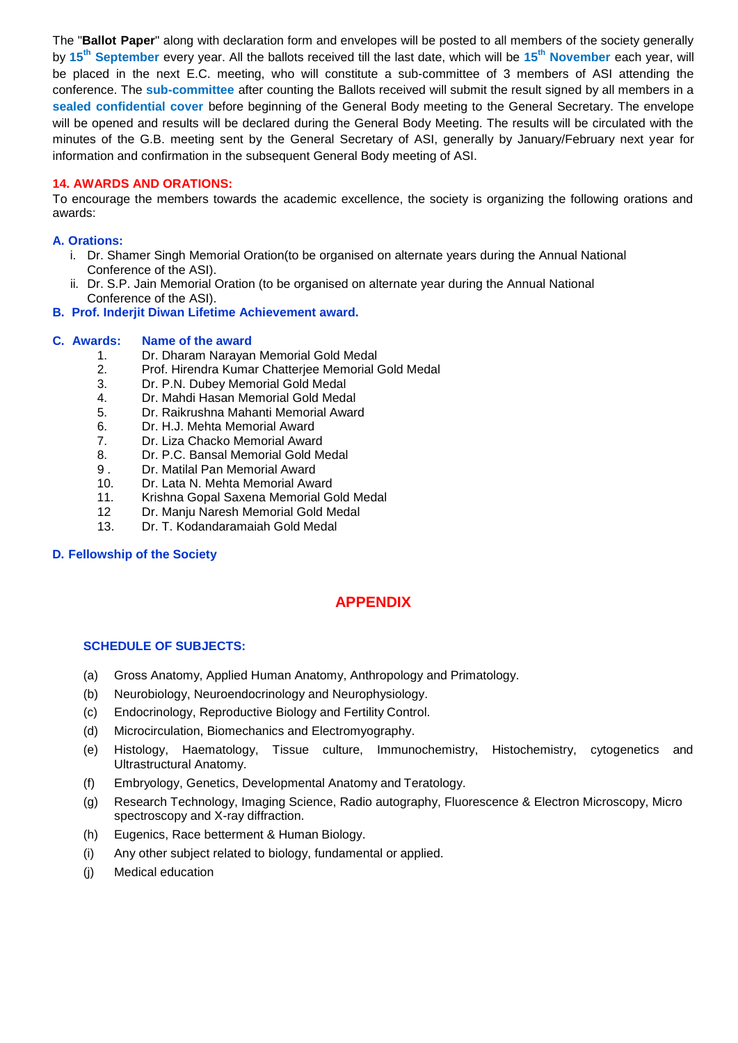The "**Ballot Paper**" along with declaration form and envelopes will be posted to all members of the society generally by **15th September** every year. All the ballots received till the last date, which will be **15th November** each year, will be placed in the next E.C. meeting, who will constitute a sub-committee of 3 members of ASI attending the conference. The **sub-committee** after counting the Ballots received will submit the result signed by all members in a **sealed confidential cover** before beginning of the General Body meeting to the General Secretary. The envelope will be opened and results will be declared during the General Body Meeting. The results will be circulated with the minutes of the G.B. meeting sent by the General Secretary of ASI, generally by January/February next year for information and confirmation in the subsequent General Body meeting of ASI.

### 14. AWARDS AND ORATIONS:

To encourage the members towards the academic excellence, the society is organizing the following orations and awards:

**A. Orations:**

i. Dr. Shamer Singh Memorial Oration(to be organised on alternate years during the Annual National Conference of the ASI).
ii. Dr. S.P. Jain Memorial Oration (to be organised on alternate year during the Annual National Conference of the ASI).

**B. Prof. Inderjit Diwan Lifetime Achievement award.**

**C. Awards: Name of the award**

1. Dr. Dharam Narayan Memorial Gold Medal
2. Prof. Hirendra Kumar Chatterjee Memorial Gold Medal
3. Dr. P.N. Dubey Memorial Gold Medal
4. Dr. Mahdi Hasan Memorial Gold Medal
5. Dr. Raikrushna Mahanti Memorial Award
6. Dr. H.J. Mehta Memorial Award
7. Dr. Liza Chacko Memorial Award
8. Dr. P.C. Bansal Memorial Gold Medal
9. Dr. Matilal Pan Memorial Award
10. Dr. Lata N. Mehta Memorial Award
11. Krishna Gopal Saxena Memorial Gold Medal
12. Dr. Manju Naresh Memorial Gold Medal
13. Dr. T. Kodandaramaiah Gold Medal

**D. Fellowship of the Society**

## APPENDIX

### SCHEDULE OF SUBJECTS:

(a) Gross Anatomy, Applied Human Anatomy, Anthropology and Primatology.
(b) Neurobiology, Neuroendocrinology and Neurophysiology.
(c) Endocrinology, Reproductive Biology and Fertility Control.
(d) Microcirculation, Biomechanics and Electromyography.
(e) Histology, Haematology, Tissue culture, Immunochemistry, Histochemistry, cytogenetics and Ultrastructural Anatomy.
(f) Embryology, Genetics, Developmental Anatomy and Teratology.
(g) Research Technology, Imaging Science, Radio autography, Fluorescence & Electron Microscopy, Micro spectroscopy and X-ray diffraction.
(h) Eugenics, Race betterment & Human Biology.
(i) Any other subject related to biology, fundamental or applied.
(j) Medical education